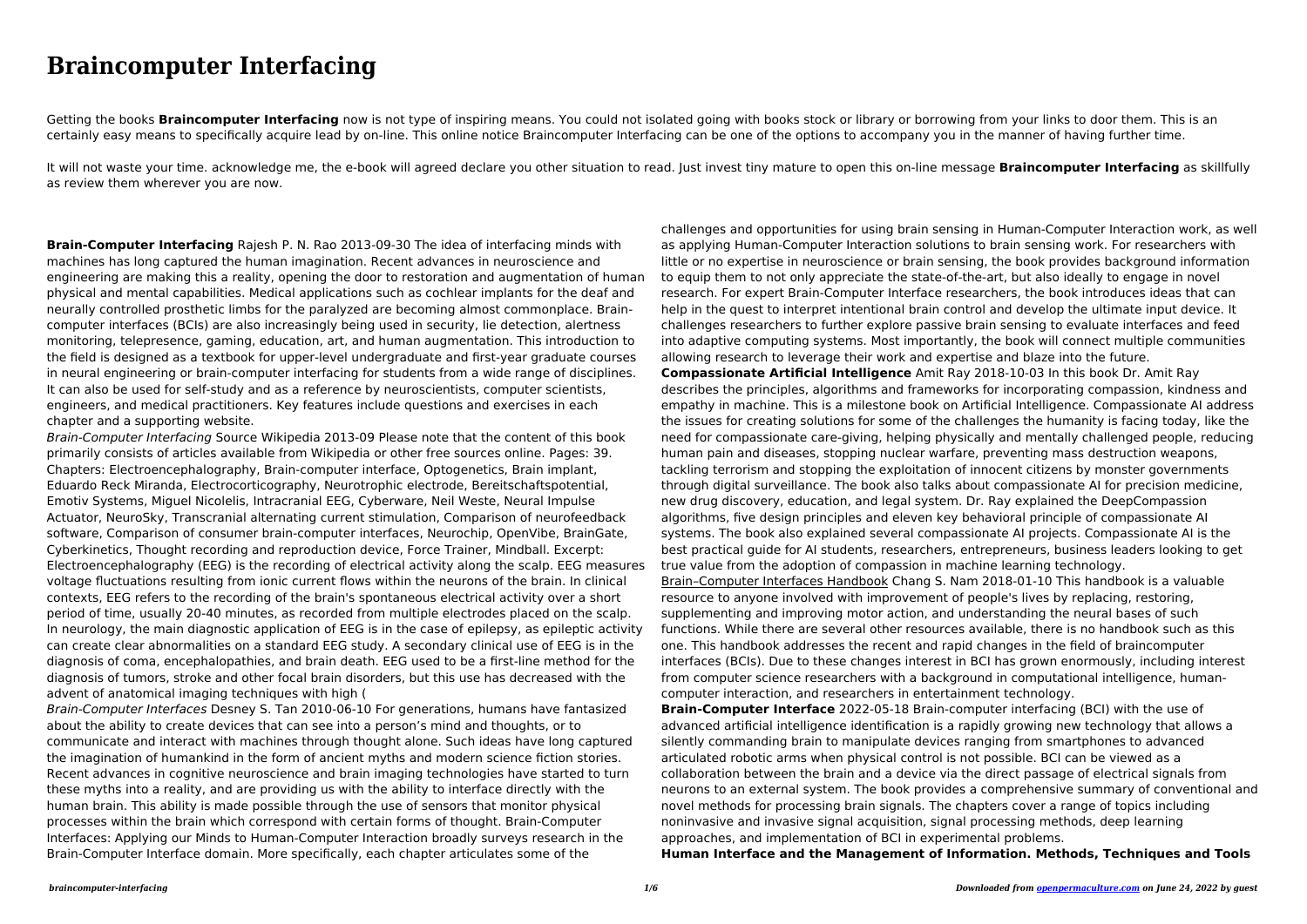# Braincomputer Interfacing

Getting the books **Braincomputer Interfacing** now is not type of inspiring means. You could not isolated going with books stock or library or borrowing from your links to door them. This is an certainly easy means to specifically acquire lead by on-line. This online notice Braincomputer Interfacing can be one of the options to accompany you in the manner of having further time.

It will not waste your time. acknowledge me, the e-book will agreed declare you other situation to read. Just invest tiny mature to open this on-line message **Braincomputer Interfacing** as skillfully as review them wherever you are now.

**Brain-Computer Interfacing** Rajesh P. N. Rao 2013-09-30 The idea of interfacing minds with machines has long captured the human imagination. Recent advances in neuroscience and engineering are making this a reality, opening the door to restoration and augmentation of human physical and mental capabilities. Medical applications such as cochlear implants for the deaf and neurally controlled prosthetic limbs for the paralyzed are becoming almost commonplace. Brain-computer interfaces (BCIs) are also increasingly being used in security, lie detection, alertness monitoring, telepresence, gaming, education, art, and human augmentation. This introduction to the field is designed as a textbook for upper-level undergraduate and first-year graduate courses in neural engineering or brain-computer interfacing for students from a wide range of disciplines. It can also be used for self-study and as a reference by neuroscientists, computer scientists, engineers, and medical practitioners. Key features include questions and exercises in each chapter and a supporting website.

*Brain-Computer Interfacing* Source Wikipedia 2013-09 Please note that the content of this book primarily consists of articles available from Wikipedia or other free sources online. Pages: 39. Chapters: Electroencephalography, Brain-computer interface, Optogenetics, Brain implant, Eduardo Reck Miranda, Electrocorticography, Neurotrophic electrode, Bereitschaftspotential, Emotiv Systems, Miguel Nicolelis, Intracranial EEG, Cyberware, Neil Weste, Neural Impulse Actuator, NeuroSky, Transcranial alternating current stimulation, Comparison of neurofeedback software, Comparison of consumer brain-computer interfaces, Neurochip, OpenVibe, BrainGate, Cyberkinetics, Thought recording and reproduction device, Force Trainer, Mindball. Excerpt: Electroencephalography (EEG) is the recording of electrical activity along the scalp. EEG measures voltage fluctuations resulting from ionic current flows within the neurons of the brain. In clinical contexts, EEG refers to the recording of the brain's spontaneous electrical activity over a short period of time, usually 20-40 minutes, as recorded from multiple electrodes placed on the scalp. In neurology, the main diagnostic application of EEG is in the case of epilepsy, as epileptic activity can create clear abnormalities on a standard EEG study. A secondary clinical use of EEG is in the diagnosis of coma, encephalopathies, and brain death. EEG used to be a first-line method for the diagnosis of tumors, stroke and other focal brain disorders, but this use has decreased with the advent of anatomical imaging techniques with high (

*Brain-Computer Interfaces* Desney S. Tan 2010-06-10 For generations, humans have fantasized about the ability to create devices that can see into a person's mind and thoughts, or to communicate and interact with machines through thought alone. Such ideas have long captured the imagination of humankind in the form of ancient myths and modern science fiction stories. Recent advances in cognitive neuroscience and brain imaging technologies have started to turn these myths into a reality, and are providing us with the ability to interface directly with the human brain. This ability is made possible through the use of sensors that monitor physical processes within the brain which correspond with certain forms of thought. Brain-Computer Interfaces: Applying our Minds to Human-Computer Interaction broadly surveys research in the Brain-Computer Interface domain. More specifically, each chapter articulates some of the challenges and opportunities for using brain sensing in Human-Computer Interaction work, as well as applying Human-Computer Interaction solutions to brain sensing work. For researchers with little or no expertise in neuroscience or brain sensing, the book provides background information to equip them to not only appreciate the state-of-the-art, but also ideally to engage in novel research. For expert Brain-Computer Interface researchers, the book introduces ideas that can help in the quest to interpret intentional brain control and develop the ultimate input device. It challenges researchers to further explore passive brain sensing to evaluate interfaces and feed into adaptive computing systems. Most importantly, the book will connect multiple communities allowing research to leverage their work and expertise and blaze into the future.

**Compassionate Artificial Intelligence** Amit Ray 2018-10-03 In this book Dr. Amit Ray describes the principles, algorithms and frameworks for incorporating compassion, kindness and empathy in machine. This is a milestone book on Artificial Intelligence. Compassionate AI address the issues for creating solutions for some of the challenges the humanity is facing today, like the need for compassionate care-giving, helping physically and mentally challenged people, reducing human pain and diseases, stopping nuclear warfare, preventing mass destruction weapons, tackling terrorism and stopping the exploitation of innocent citizens by monster governments through digital surveillance. The book also talks about compassionate AI for precision medicine, new drug discovery, education, and legal system. Dr. Ray explained the DeepCompassion algorithms, five design principles and eleven key behavioral principle of compassionate AI systems. The book also explained several compassionate AI projects. Compassionate AI is the best practical guide for AI students, researchers, entrepreneurs, business leaders looking to get true value from the adoption of compassion in machine learning technology.

Brain–Computer Interfaces Handbook Chang S. Nam 2018-01-10 This handbook is a valuable resource to anyone involved with improvement of people's lives by replacing, restoring, supplementing and improving motor action, and understanding the neural bases of such functions. While there are several other resources available, there is no handbook such as this one. This handbook addresses the recent and rapid changes in the field of braincomputer interfaces (BCIs). Due to these changes interest in BCI has grown enormously, including interest from computer science researchers with a background in computational intelligence, human-computer interaction, and researchers in entertainment technology.

**Brain-Computer Interface** 2022-05-18 Brain-computer interfacing (BCI) with the use of advanced artificial intelligence identification is a rapidly growing new technology that allows a silently commanding brain to manipulate devices ranging from smartphones to advanced articulated robotic arms when physical control is not possible. BCI can be viewed as a collaboration between the brain and a device via the direct passage of electrical signals from neurons to an external system. The book provides a comprehensive summary of conventional and novel methods for processing brain signals. The chapters cover a range of topics including noninvasive and invasive signal acquisition, signal processing methods, deep learning approaches, and implementation of BCI in experimental problems.

**Human Interface and the Management of Information. Methods, Techniques and Tools**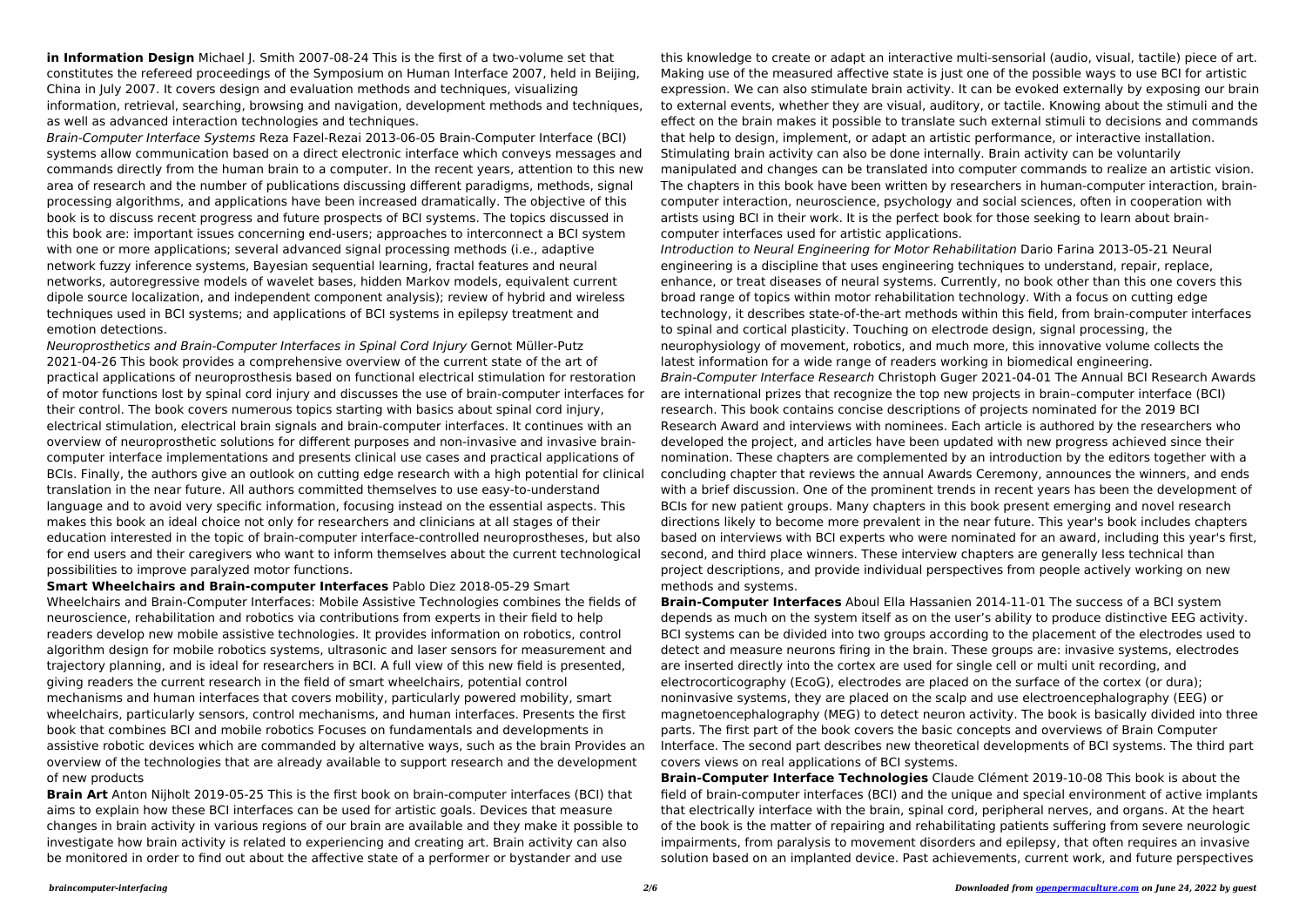**in Information Design** Michael J. Smith 2007-08-24 This is the first of a two-volume set that constitutes the refereed proceedings of the Symposium on Human Interface 2007, held in Beijing, China in July 2007. It covers design and evaluation methods and techniques, visualizing information, retrieval, searching, browsing and navigation, development methods and techniques, as well as advanced interaction technologies and techniques.

*Brain-Computer Interface Systems* Reza Fazel-Rezai 2013-06-05 Brain-Computer Interface (BCI) systems allow communication based on a direct electronic interface which conveys messages and commands directly from the human brain to a computer. In the recent years, attention to this new area of research and the number of publications discussing different paradigms, methods, signal processing algorithms, and applications have been increased dramatically. The objective of this book is to discuss recent progress and future prospects of BCI systems. The topics discussed in this book are: important issues concerning end-users; approaches to interconnect a BCI system with one or more applications; several advanced signal processing methods (i.e., adaptive network fuzzy inference systems, Bayesian sequential learning, fractal features and neural networks, autoregressive models of wavelet bases, hidden Markov models, equivalent current dipole source localization, and independent component analysis); review of hybrid and wireless techniques used in BCI systems; and applications of BCI systems in epilepsy treatment and emotion detections.

*Neuroprosthetics and Brain-Computer Interfaces in Spinal Cord Injury* Gernot Müller-Putz 2021-04-26 This book provides a comprehensive overview of the current state of the art of practical applications of neuroprosthesis based on functional electrical stimulation for restoration of motor functions lost by spinal cord injury and discusses the use of brain-computer interfaces for their control. The book covers numerous topics starting with basics about spinal cord injury, electrical stimulation, electrical brain signals and brain-computer interfaces. It continues with an overview of neuroprosthetic solutions for different purposes and non-invasive and invasive brain-computer interface implementations and presents clinical use cases and practical applications of BCIs. Finally, the authors give an outlook on cutting edge research with a high potential for clinical translation in the near future. All authors committed themselves to use easy-to-understand language and to avoid very specific information, focusing instead on the essential aspects. This makes this book an ideal choice not only for researchers and clinicians at all stages of their education interested in the topic of brain-computer interface-controlled neuroprostheses, but also for end users and their caregivers who want to inform themselves about the current technological possibilities to improve paralyzed motor functions.

**Smart Wheelchairs and Brain-computer Interfaces** Pablo Diez 2018-05-29 Smart Wheelchairs and Brain-Computer Interfaces: Mobile Assistive Technologies combines the fields of neuroscience, rehabilitation and robotics via contributions from experts in their field to help readers develop new mobile assistive technologies. It provides information on robotics, control algorithm design for mobile robotics systems, ultrasonic and laser sensors for measurement and trajectory planning, and is ideal for researchers in BCI. A full view of this new field is presented, giving readers the current research in the field of smart wheelchairs, potential control mechanisms and human interfaces that covers mobility, particularly powered mobility, smart wheelchairs, particularly sensors, control mechanisms, and human interfaces. Presents the first book that combines BCI and mobile robotics Focuses on fundamentals and developments in assistive robotic devices which are commanded by alternative ways, such as the brain Provides an overview of the technologies that are already available to support research and the development of new products

**Brain Art** Anton Nijholt 2019-05-25 This is the first book on brain-computer interfaces (BCI) that aims to explain how these BCI interfaces can be used for artistic goals. Devices that measure changes in brain activity in various regions of our brain are available and they make it possible to investigate how brain activity is related to experiencing and creating art. Brain activity can also be monitored in order to find out about the affective state of a performer or bystander and use this knowledge to create or adapt an interactive multi-sensorial (audio, visual, tactile) piece of art. Making use of the measured affective state is just one of the possible ways to use BCI for artistic expression. We can also stimulate brain activity. It can be evoked externally by exposing our brain to external events, whether they are visual, auditory, or tactile. Knowing about the stimuli and the effect on the brain makes it possible to translate such external stimuli to decisions and commands that help to design, implement, or adapt an artistic performance, or interactive installation. Stimulating brain activity can also be done internally. Brain activity can be voluntarily manipulated and changes can be translated into computer commands to realize an artistic vision. The chapters in this book have been written by researchers in human-computer interaction, brain-computer interaction, neuroscience, psychology and social sciences, often in cooperation with artists using BCI in their work. It is the perfect book for those seeking to learn about brain-computer interfaces used for artistic applications.

*Introduction to Neural Engineering for Motor Rehabilitation* Dario Farina 2013-05-21 Neural engineering is a discipline that uses engineering techniques to understand, repair, replace, enhance, or treat diseases of neural systems. Currently, no book other than this one covers this broad range of topics within motor rehabilitation technology. With a focus on cutting edge technology, it describes state-of-the-art methods within this field, from brain-computer interfaces to spinal and cortical plasticity. Touching on electrode design, signal processing, the neurophysiology of movement, robotics, and much more, this innovative volume collects the latest information for a wide range of readers working in biomedical engineering.

*Brain-Computer Interface Research* Christoph Guger 2021-04-01 The Annual BCI Research Awards are international prizes that recognize the top new projects in brain–computer interface (BCI) research. This book contains concise descriptions of projects nominated for the 2019 BCI Research Award and interviews with nominees. Each article is authored by the researchers who developed the project, and articles have been updated with new progress achieved since their nomination. These chapters are complemented by an introduction by the editors together with a concluding chapter that reviews the annual Awards Ceremony, announces the winners, and ends with a brief discussion. One of the prominent trends in recent years has been the development of BCIs for new patient groups. Many chapters in this book present emerging and novel research directions likely to become more prevalent in the near future. This year's book includes chapters based on interviews with BCI experts who were nominated for an award, including this year's first, second, and third place winners. These interview chapters are generally less technical than project descriptions, and provide individual perspectives from people actively working on new methods and systems.

**Brain-Computer Interfaces** Aboul Ella Hassanien 2014-11-01 The success of a BCI system depends as much on the system itself as on the user's ability to produce distinctive EEG activity. BCI systems can be divided into two groups according to the placement of the electrodes used to detect and measure neurons firing in the brain. These groups are: invasive systems, electrodes are inserted directly into the cortex are used for single cell or multi unit recording, and electrocorticography (EcoG), electrodes are placed on the surface of the cortex (or dura); noninvasive systems, they are placed on the scalp and use electroencephalography (EEG) or magnetoencephalography (MEG) to detect neuron activity. The book is basically divided into three parts. The first part of the book covers the basic concepts and overviews of Brain Computer Interface. The second part describes new theoretical developments of BCI systems. The third part covers views on real applications of BCI systems.

**Brain-Computer Interface Technologies** Claude Clément 2019-10-08 This book is about the field of brain-computer interfaces (BCI) and the unique and special environment of active implants that electrically interface with the brain, spinal cord, peripheral nerves, and organs. At the heart of the book is the matter of repairing and rehabilitating patients suffering from severe neurologic impairments, from paralysis to movement disorders and epilepsy, that often requires an invasive solution based on an implanted device. Past achievements, current work, and future perspectives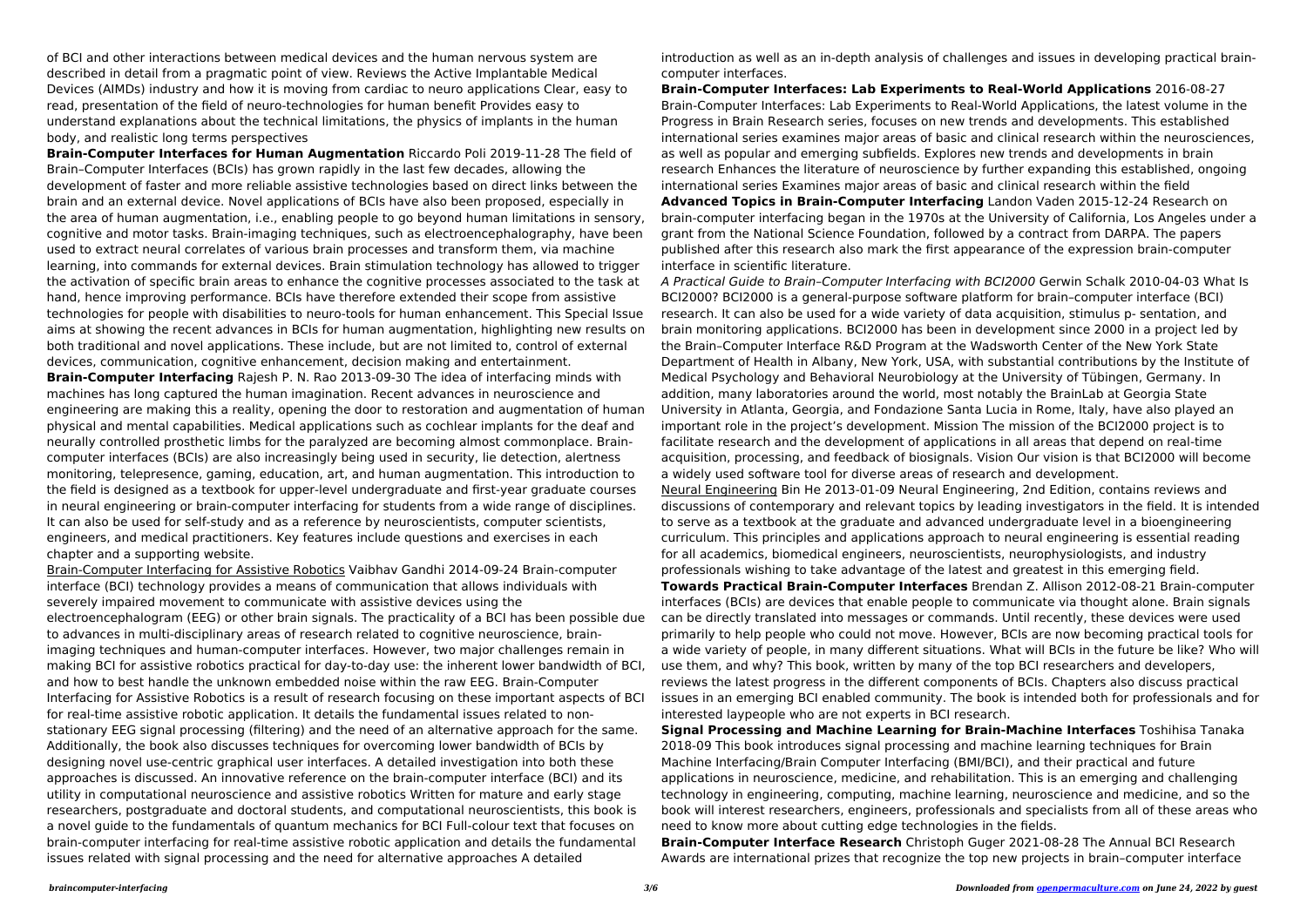of BCI and other interactions between medical devices and the human nervous system are described in detail from a pragmatic point of view. Reviews the Active Implantable Medical Devices (AIMDs) industry and how it is moving from cardiac to neuro applications Clear, easy to read, presentation of the field of neuro-technologies for human benefit Provides easy to understand explanations about the technical limitations, the physics of implants in the human body, and realistic long terms perspectives

**Brain-Computer Interfaces for Human Augmentation** Riccardo Poli 2019-11-28 The field of Brain–Computer Interfaces (BCIs) has grown rapidly in the last few decades, allowing the development of faster and more reliable assistive technologies based on direct links between the brain and an external device. Novel applications of BCIs have also been proposed, especially in the area of human augmentation, i.e., enabling people to go beyond human limitations in sensory, cognitive and motor tasks. Brain-imaging techniques, such as electroencephalography, have been used to extract neural correlates of various brain processes and transform them, via machine learning, into commands for external devices. Brain stimulation technology has allowed to trigger the activation of specific brain areas to enhance the cognitive processes associated to the task at hand, hence improving performance. BCIs have therefore extended their scope from assistive technologies for people with disabilities to neuro-tools for human enhancement. This Special Issue aims at showing the recent advances in BCIs for human augmentation, highlighting new results on both traditional and novel applications. These include, but are not limited to, control of external devices, communication, cognitive enhancement, decision making and entertainment.

**Brain-Computer Interfacing** Rajesh P. N. Rao 2013-09-30 The idea of interfacing minds with machines has long captured the human imagination. Recent advances in neuroscience and engineering are making this a reality, opening the door to restoration and augmentation of human physical and mental capabilities. Medical applications such as cochlear implants for the deaf and neurally controlled prosthetic limbs for the paralyzed are becoming almost commonplace. Brain-computer interfaces (BCIs) are also increasingly being used in security, lie detection, alertness monitoring, telepresence, gaming, education, art, and human augmentation. This introduction to the field is designed as a textbook for upper-level undergraduate and first-year graduate courses in neural engineering or brain-computer interfacing for students from a wide range of disciplines. It can also be used for self-study and as a reference by neuroscientists, computer scientists, engineers, and medical practitioners. Key features include questions and exercises in each chapter and a supporting website.

Brain-Computer Interfacing for Assistive Robotics Vaibhav Gandhi 2014-09-24 Brain-computer interface (BCI) technology provides a means of communication that allows individuals with severely impaired movement to communicate with assistive devices using the electroencephalogram (EEG) or other brain signals. The practicality of a BCI has been possible due to advances in multi-disciplinary areas of research related to cognitive neuroscience, brain-imaging techniques and human-computer interfaces. However, two major challenges remain in making BCI for assistive robotics practical for day-to-day use: the inherent lower bandwidth of BCI, and how to best handle the unknown embedded noise within the raw EEG. Brain-Computer Interfacing for Assistive Robotics is a result of research focusing on these important aspects of BCI for real-time assistive robotic application. It details the fundamental issues related to non-stationary EEG signal processing (filtering) and the need of an alternative approach for the same. Additionally, the book also discusses techniques for overcoming lower bandwidth of BCIs by designing novel use-centric graphical user interfaces. A detailed investigation into both these approaches is discussed. An innovative reference on the brain-computer interface (BCI) and its utility in computational neuroscience and assistive robotics Written for mature and early stage researchers, postgraduate and doctoral students, and computational neuroscientists, this book is a novel guide to the fundamentals of quantum mechanics for BCI Full-colour text that focuses on brain-computer interfacing for real-time assistive robotic application and details the fundamental issues related with signal processing and the need for alternative approaches A detailed introduction as well as an in-depth analysis of challenges and issues in developing practical brain-computer interfaces.

**Brain-Computer Interfaces: Lab Experiments to Real-World Applications** 2016-08-27 Brain-Computer Interfaces: Lab Experiments to Real-World Applications, the latest volume in the Progress in Brain Research series, focuses on new trends and developments. This established international series examines major areas of basic and clinical research within the neurosciences, as well as popular and emerging subfields. Explores new trends and developments in brain research Enhances the literature of neuroscience by further expanding this established, ongoing international series Examines major areas of basic and clinical research within the field

**Advanced Topics in Brain-Computer Interfacing** Landon Vaden 2015-12-24 Research on brain-computer interfacing began in the 1970s at the University of California, Los Angeles under a grant from the National Science Foundation, followed by a contract from DARPA. The papers published after this research also mark the first appearance of the expression brain-computer interface in scientific literature.

*A Practical Guide to Brain–Computer Interfacing with BCI2000* Gerwin Schalk 2010-04-03 What Is BCI2000? BCI2000 is a general-purpose software platform for brain–computer interface (BCI) research. It can also be used for a wide variety of data acquisition, stimulus p- sentation, and brain monitoring applications. BCI2000 has been in development since 2000 in a project led by the Brain–Computer Interface R&D Program at the Wadsworth Center of the New York State Department of Health in Albany, New York, USA, with substantial contributions by the Institute of Medical Psychology and Behavioral Neurobiology at the University of Tübingen, Germany. In addition, many laboratories around the world, most notably the BrainLab at Georgia State University in Atlanta, Georgia, and Fondazione Santa Lucia in Rome, Italy, have also played an important role in the project's development. Mission The mission of the BCI2000 project is to facilitate research and the development of applications in all areas that depend on real-time acquisition, processing, and feedback of biosignals. Vision Our vision is that BCI2000 will become a widely used software tool for diverse areas of research and development.

Neural Engineering Bin He 2013-01-09 Neural Engineering, 2nd Edition, contains reviews and discussions of contemporary and relevant topics by leading investigators in the field. It is intended to serve as a textbook at the graduate and advanced undergraduate level in a bioengineering curriculum. This principles and applications approach to neural engineering is essential reading for all academics, biomedical engineers, neuroscientists, neurophysiologists, and industry professionals wishing to take advantage of the latest and greatest in this emerging field.

**Towards Practical Brain-Computer Interfaces** Brendan Z. Allison 2012-08-21 Brain-computer interfaces (BCIs) are devices that enable people to communicate via thought alone. Brain signals can be directly translated into messages or commands. Until recently, these devices were used primarily to help people who could not move. However, BCIs are now becoming practical tools for a wide variety of people, in many different situations. What will BCIs in the future be like? Who will use them, and why? This book, written by many of the top BCI researchers and developers, reviews the latest progress in the different components of BCIs. Chapters also discuss practical issues in an emerging BCI enabled community. The book is intended both for professionals and for interested laypeople who are not experts in BCI research.

**Signal Processing and Machine Learning for Brain-Machine Interfaces** Toshihisa Tanaka 2018-09 This book introduces signal processing and machine learning techniques for Brain Machine Interfacing/Brain Computer Interfacing (BMI/BCI), and their practical and future applications in neuroscience, medicine, and rehabilitation. This is an emerging and challenging technology in engineering, computing, machine learning, neuroscience and medicine, and so the book will interest researchers, engineers, professionals and specialists from all of these areas who need to know more about cutting edge technologies in the fields.

**Brain-Computer Interface Research** Christoph Guger 2021-08-28 The Annual BCI Research Awards are international prizes that recognize the top new projects in brain–computer interface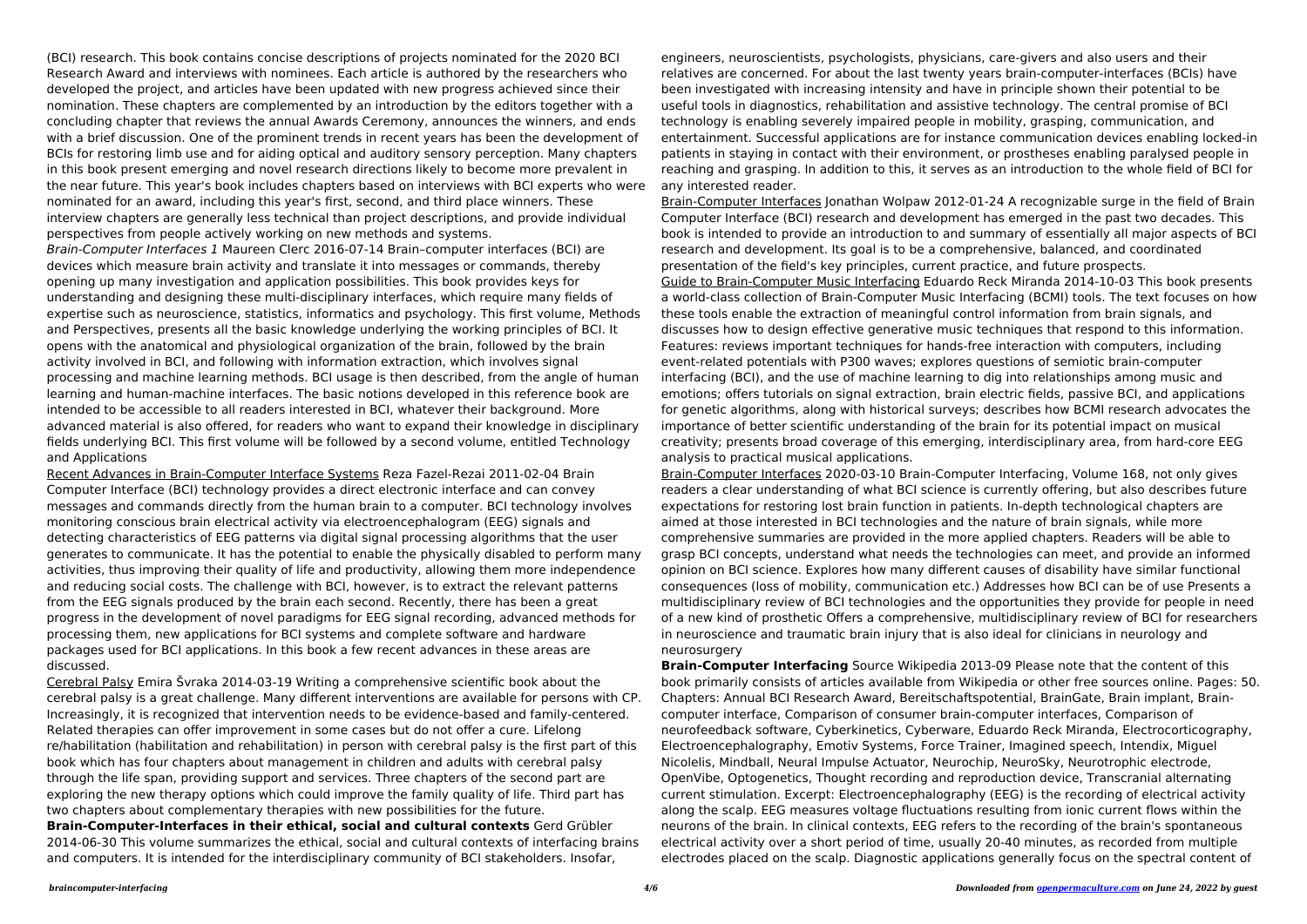(BCI) research. This book contains concise descriptions of projects nominated for the 2020 BCI Research Award and interviews with nominees. Each article is authored by the researchers who developed the project, and articles have been updated with new progress achieved since their nomination. These chapters are complemented by an introduction by the editors together with a concluding chapter that reviews the annual Awards Ceremony, announces the winners, and ends with a brief discussion. One of the prominent trends in recent years has been the development of BCIs for restoring limb use and for aiding optical and auditory sensory perception. Many chapters in this book present emerging and novel research directions likely to become more prevalent in the near future. This year's book includes chapters based on interviews with BCI experts who were nominated for an award, including this year's first, second, and third place winners. These interview chapters are generally less technical than project descriptions, and provide individual perspectives from people actively working on new methods and systems.

*Brain-Computer Interfaces 1* Maureen Clerc 2016-07-14 Brain–computer interfaces (BCI) are devices which measure brain activity and translate it into messages or commands, thereby opening up many investigation and application possibilities. This book provides keys for understanding and designing these multi-disciplinary interfaces, which require many fields of expertise such as neuroscience, statistics, informatics and psychology. This first volume, Methods and Perspectives, presents all the basic knowledge underlying the working principles of BCI. It opens with the anatomical and physiological organization of the brain, followed by the brain activity involved in BCI, and following with information extraction, which involves signal processing and machine learning methods. BCI usage is then described, from the angle of human learning and human-machine interfaces. The basic notions developed in this reference book are intended to be accessible to all readers interested in BCI, whatever their background. More advanced material is also offered, for readers who want to expand their knowledge in disciplinary fields underlying BCI. This first volume will be followed by a second volume, entitled Technology and Applications

Recent Advances in Brain-Computer Interface Systems Reza Fazel-Rezai 2011-02-04 Brain Computer Interface (BCI) technology provides a direct electronic interface and can convey messages and commands directly from the human brain to a computer. BCI technology involves monitoring conscious brain electrical activity via electroencephalogram (EEG) signals and detecting characteristics of EEG patterns via digital signal processing algorithms that the user generates to communicate. It has the potential to enable the physically disabled to perform many activities, thus improving their quality of life and productivity, allowing them more independence and reducing social costs. The challenge with BCI, however, is to extract the relevant patterns from the EEG signals produced by the brain each second. Recently, there has been a great progress in the development of novel paradigms for EEG signal recording, advanced methods for processing them, new applications for BCI systems and complete software and hardware packages used for BCI applications. In this book a few recent advances in these areas are discussed.

Cerebral Palsy Emira Švraka 2014-03-19 Writing a comprehensive scientific book about the cerebral palsy is a great challenge. Many different interventions are available for persons with CP. Increasingly, it is recognized that intervention needs to be evidence-based and family-centered. Related therapies can offer improvement in some cases but do not offer a cure. Lifelong re/habilitation (habilitation and rehabilitation) in person with cerebral palsy is the first part of this book which has four chapters about management in children and adults with cerebral palsy through the life span, providing support and services. Three chapters of the second part are exploring the new therapy options which could improve the family quality of life. Third part has two chapters about complementary therapies with new possibilities for the future.

**Brain-Computer-Interfaces in their ethical, social and cultural contexts** Gerd Grübler 2014-06-30 This volume summarizes the ethical, social and cultural contexts of interfacing brains and computers. It is intended for the interdisciplinary community of BCI stakeholders. Insofar, engineers, neuroscientists, psychologists, physicians, care-givers and also users and their relatives are concerned. For about the last twenty years brain-computer-interfaces (BCIs) have been investigated with increasing intensity and have in principle shown their potential to be useful tools in diagnostics, rehabilitation and assistive technology. The central promise of BCI technology is enabling severely impaired people in mobility, grasping, communication, and entertainment. Successful applications are for instance communication devices enabling locked-in patients in staying in contact with their environment, or prostheses enabling paralysed people in reaching and grasping. In addition to this, it serves as an introduction to the whole field of BCI for any interested reader.

Brain-Computer Interfaces Jonathan Wolpaw 2012-01-24 A recognizable surge in the field of Brain Computer Interface (BCI) research and development has emerged in the past two decades. This book is intended to provide an introduction to and summary of essentially all major aspects of BCI research and development. Its goal is to be a comprehensive, balanced, and coordinated presentation of the field's key principles, current practice, and future prospects.

Guide to Brain-Computer Music Interfacing Eduardo Reck Miranda 2014-10-03 This book presents a world-class collection of Brain-Computer Music Interfacing (BCMI) tools. The text focuses on how these tools enable the extraction of meaningful control information from brain signals, and discusses how to design effective generative music techniques that respond to this information. Features: reviews important techniques for hands-free interaction with computers, including event-related potentials with P300 waves; explores questions of semiotic brain-computer interfacing (BCI), and the use of machine learning to dig into relationships among music and emotions; offers tutorials on signal extraction, brain electric fields, passive BCI, and applications for genetic algorithms, along with historical surveys; describes how BCMI research advocates the importance of better scientific understanding of the brain for its potential impact on musical creativity; presents broad coverage of this emerging, interdisciplinary area, from hard-core EEG analysis to practical musical applications.

Brain-Computer Interfaces 2020-03-10 Brain-Computer Interfacing, Volume 168, not only gives readers a clear understanding of what BCI science is currently offering, but also describes future expectations for restoring lost brain function in patients. In-depth technological chapters are aimed at those interested in BCI technologies and the nature of brain signals, while more comprehensive summaries are provided in the more applied chapters. Readers will be able to grasp BCI concepts, understand what needs the technologies can meet, and provide an informed opinion on BCI science. Explores how many different causes of disability have similar functional consequences (loss of mobility, communication etc.) Addresses how BCI can be of use Presents a multidisciplinary review of BCI technologies and the opportunities they provide for people in need of a new kind of prosthetic Offers a comprehensive, multidisciplinary review of BCI for researchers in neuroscience and traumatic brain injury that is also ideal for clinicians in neurology and neurosurgery

**Brain-Computer Interfacing** Source Wikipedia 2013-09 Please note that the content of this book primarily consists of articles available from Wikipedia or other free sources online. Pages: 50. Chapters: Annual BCI Research Award, Bereitschaftspotential, BrainGate, Brain implant, Brain-computer interface, Comparison of consumer brain-computer interfaces, Comparison of neurofeedback software, Cyberkinetics, Cyberware, Eduardo Reck Miranda, Electrocorticography, Electroencephalography, Emotiv Systems, Force Trainer, Imagined speech, Intendix, Miguel Nicolelis, Mindball, Neural Impulse Actuator, Neurochip, NeuroSky, Neurotrophic electrode, OpenVibe, Optogenetics, Thought recording and reproduction device, Transcranial alternating current stimulation. Excerpt: Electroencephalography (EEG) is the recording of electrical activity along the scalp. EEG measures voltage fluctuations resulting from ionic current flows within the neurons of the brain. In clinical contexts, EEG refers to the recording of the brain's spontaneous electrical activity over a short period of time, usually 20-40 minutes, as recorded from multiple electrodes placed on the scalp. Diagnostic applications generally focus on the spectral content of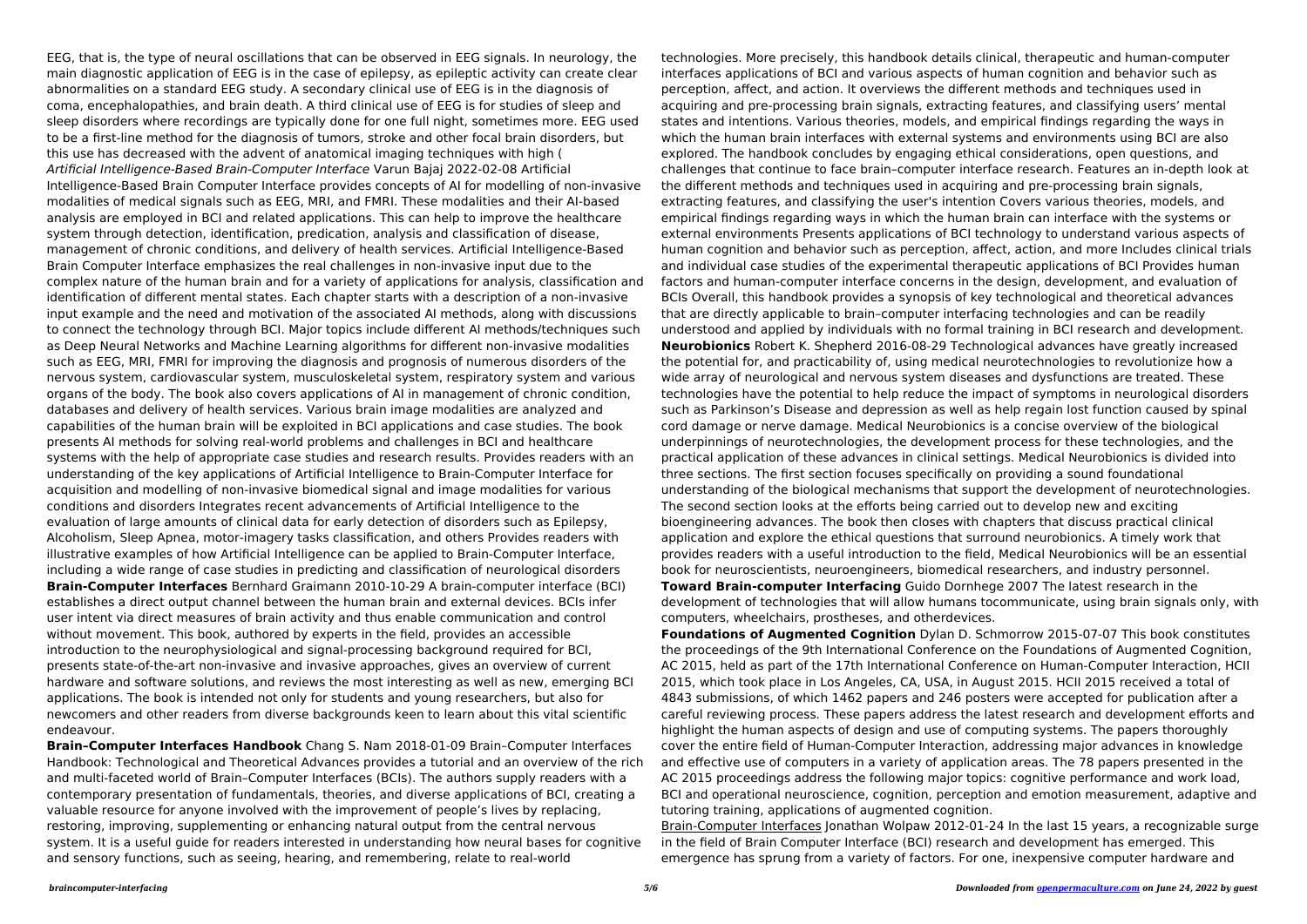EEG, that is, the type of neural oscillations that can be observed in EEG signals. In neurology, the main diagnostic application of EEG is in the case of epilepsy, as epileptic activity can create clear abnormalities on a standard EEG study. A secondary clinical use of EEG is in the diagnosis of coma, encephalopathies, and brain death. A third clinical use of EEG is for studies of sleep and sleep disorders where recordings are typically done for one full night, sometimes more. EEG used to be a first-line method for the diagnosis of tumors, stroke and other focal brain disorders, but this use has decreased with the advent of anatomical imaging techniques with high (

*Artificial Intelligence-Based Brain-Computer Interface* Varun Bajaj 2022-02-08 Artificial Intelligence-Based Brain Computer Interface provides concepts of AI for modelling of non-invasive modalities of medical signals such as EEG, MRI, and FMRI. These modalities and their AI-based analysis are employed in BCI and related applications. This can help to improve the healthcare system through detection, identification, predication, analysis and classification of disease, management of chronic conditions, and delivery of health services. Artificial Intelligence-Based Brain Computer Interface emphasizes the real challenges in non-invasive input due to the complex nature of the human brain and for a variety of applications for analysis, classification and identification of different mental states. Each chapter starts with a description of a non-invasive input example and the need and motivation of the associated AI methods, along with discussions to connect the technology through BCI. Major topics include different AI methods/techniques such as Deep Neural Networks and Machine Learning algorithms for different non-invasive modalities such as EEG, MRI, FMRI for improving the diagnosis and prognosis of numerous disorders of the nervous system, cardiovascular system, musculoskeletal system, respiratory system and various organs of the body. The book also covers applications of AI in management of chronic condition, databases and delivery of health services. Various brain image modalities are analyzed and capabilities of the human brain will be exploited in BCI applications and case studies. The book presents AI methods for solving real-world problems and challenges in BCI and healthcare systems with the help of appropriate case studies and research results. Provides readers with an understanding of the key applications of Artificial Intelligence to Brain-Computer Interface for acquisition and modelling of non-invasive biomedical signal and image modalities for various conditions and disorders Integrates recent advancements of Artificial Intelligence to the evaluation of large amounts of clinical data for early detection of disorders such as Epilepsy, Alcoholism, Sleep Apnea, motor-imagery tasks classification, and others Provides readers with illustrative examples of how Artificial Intelligence can be applied to Brain-Computer Interface, including a wide range of case studies in predicting and classification of neurological disorders

**Brain-Computer Interfaces** Bernhard Graimann 2010-10-29 A brain-computer interface (BCI) establishes a direct output channel between the human brain and external devices. BCIs infer user intent via direct measures of brain activity and thus enable communication and control without movement. This book, authored by experts in the field, provides an accessible introduction to the neurophysiological and signal-processing background required for BCI, presents state-of-the-art non-invasive and invasive approaches, gives an overview of current hardware and software solutions, and reviews the most interesting as well as new, emerging BCI applications. The book is intended not only for students and young researchers, but also for newcomers and other readers from diverse backgrounds keen to learn about this vital scientific endeavour.

**Brain–Computer Interfaces Handbook** Chang S. Nam 2018-01-09 Brain–Computer Interfaces Handbook: Technological and Theoretical Advances provides a tutorial and an overview of the rich and multi-faceted world of Brain–Computer Interfaces (BCIs). The authors supply readers with a contemporary presentation of fundamentals, theories, and diverse applications of BCI, creating a valuable resource for anyone involved with the improvement of people's lives by replacing, restoring, improving, supplementing or enhancing natural output from the central nervous system. It is a useful guide for readers interested in understanding how neural bases for cognitive and sensory functions, such as seeing, hearing, and remembering, relate to real-world technologies. More precisely, this handbook details clinical, therapeutic and human-computer interfaces applications of BCI and various aspects of human cognition and behavior such as perception, affect, and action. It overviews the different methods and techniques used in acquiring and pre-processing brain signals, extracting features, and classifying users' mental states and intentions. Various theories, models, and empirical findings regarding the ways in which the human brain interfaces with external systems and environments using BCI are also explored. The handbook concludes by engaging ethical considerations, open questions, and challenges that continue to face brain–computer interface research. Features an in-depth look at the different methods and techniques used in acquiring and pre-processing brain signals, extracting features, and classifying the user's intention Covers various theories, models, and empirical findings regarding ways in which the human brain can interface with the systems or external environments Presents applications of BCI technology to understand various aspects of human cognition and behavior such as perception, affect, action, and more Includes clinical trials and individual case studies of the experimental therapeutic applications of BCI Provides human factors and human-computer interface concerns in the design, development, and evaluation of BCIs Overall, this handbook provides a synopsis of key technological and theoretical advances that are directly applicable to brain–computer interfacing technologies and can be readily understood and applied by individuals with no formal training in BCI research and development.

**Neurobionics** Robert K. Shepherd 2016-08-29 Technological advances have greatly increased the potential for, and practicability of, using medical neurotechnologies to revolutionize how a wide array of neurological and nervous system diseases and dysfunctions are treated. These technologies have the potential to help reduce the impact of symptoms in neurological disorders such as Parkinson's Disease and depression as well as help regain lost function caused by spinal cord damage or nerve damage. Medical Neurobionics is a concise overview of the biological underpinnings of neurotechnologies, the development process for these technologies, and the practical application of these advances in clinical settings. Medical Neurobionics is divided into three sections. The first section focuses specifically on providing a sound foundational understanding of the biological mechanisms that support the development of neurotechnologies. The second section looks at the efforts being carried out to develop new and exciting bioengineering advances. The book then closes with chapters that discuss practical clinical application and explore the ethical questions that surround neurobionics. A timely work that provides readers with a useful introduction to the field, Medical Neurobionics will be an essential book for neuroscientists, neuroengineers, biomedical researchers, and industry personnel.

**Toward Brain-computer Interfacing** Guido Dornhege 2007 The latest research in the development of technologies that will allow humans tocommunicate, using brain signals only, with computers, wheelchairs, prostheses, and otherdevices.

**Foundations of Augmented Cognition** Dylan D. Schmorrow 2015-07-07 This book constitutes the proceedings of the 9th International Conference on the Foundations of Augmented Cognition, AC 2015, held as part of the 17th International Conference on Human-Computer Interaction, HCII 2015, which took place in Los Angeles, CA, USA, in August 2015. HCII 2015 received a total of 4843 submissions, of which 1462 papers and 246 posters were accepted for publication after a careful reviewing process. These papers address the latest research and development efforts and highlight the human aspects of design and use of computing systems. The papers thoroughly cover the entire field of Human-Computer Interaction, addressing major advances in knowledge and effective use of computers in a variety of application areas. The 78 papers presented in the AC 2015 proceedings address the following major topics: cognitive performance and work load, BCI and operational neuroscience, cognition, perception and emotion measurement, adaptive and tutoring training, applications of augmented cognition.

Brain-Computer Interfaces Jonathan Wolpaw 2012-01-24 In the last 15 years, a recognizable surge in the field of Brain Computer Interface (BCI) research and development has emerged. This emergence has sprung from a variety of factors. For one, inexpensive computer hardware and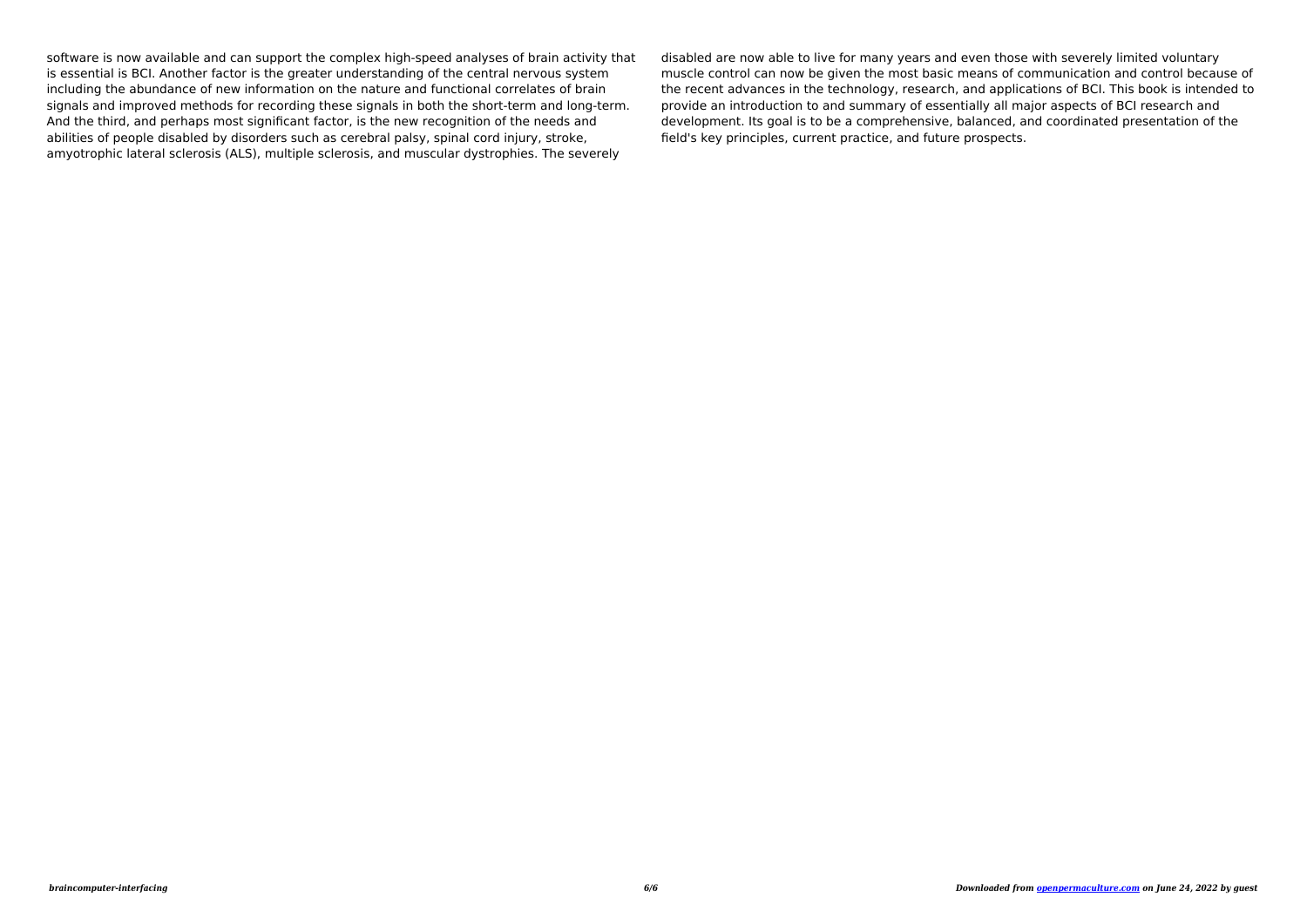software is now available and can support the complex high-speed analyses of brain activity that is essential is BCI. Another factor is the greater understanding of the central nervous system including the abundance of new information on the nature and functional correlates of brain signals and improved methods for recording these signals in both the short-term and long-term. And the third, and perhaps most significant factor, is the new recognition of the needs and abilities of people disabled by disorders such as cerebral palsy, spinal cord injury, stroke, amyotrophic lateral sclerosis (ALS), multiple sclerosis, and muscular dystrophies. The severely disabled are now able to live for many years and even those with severely limited voluntary muscle control can now be given the most basic means of communication and control because of the recent advances in the technology, research, and applications of BCI. This book is intended to provide an introduction to and summary of essentially all major aspects of BCI research and development. Its goal is to be a comprehensive, balanced, and coordinated presentation of the field's key principles, current practice, and future prospects.